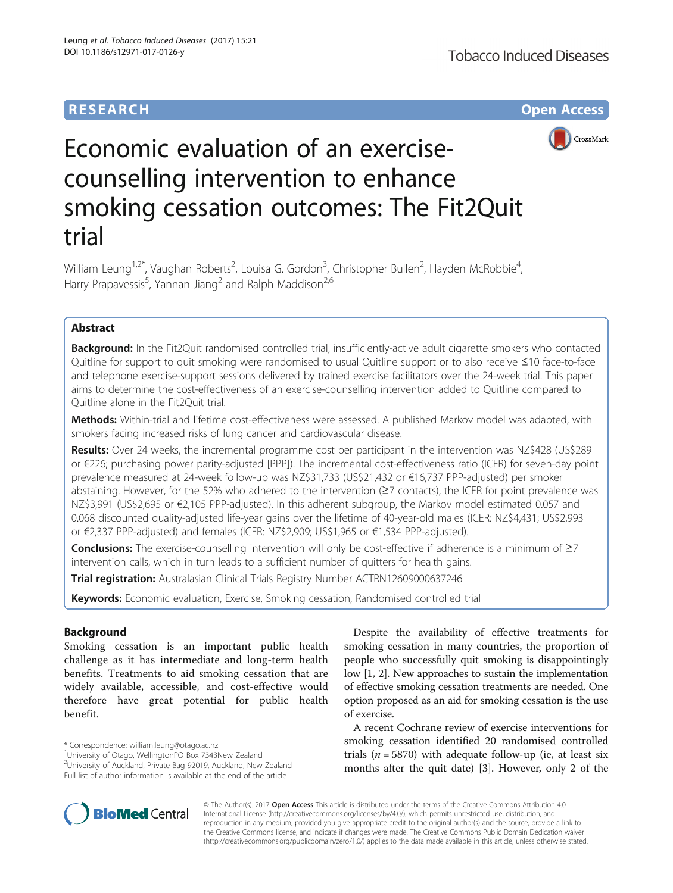**RESEARCH** **Open Access**

# Economic evaluation of an exercise-counselling intervention to enhance smoking cessation outcomes: The Fit2Quit trial

William Leung[1,2*], Vaughan Roberts[2], Louisa G. Gordon[3], Christopher Bullen[2], Hayden McRobbie[4], Harry Prapavessis[5], Yannan Jiang[2] and Ralph Maddison[2,6]

## Abstract

**Background:** In the Fit2Quit randomised controlled trial, insufficiently-active adult cigarette smokers who contacted Quitline for support to quit smoking were randomised to usual Quitline support or to also receive ≤10 face-to-face and telephone exercise-support sessions delivered by trained exercise facilitators over the 24-week trial. This paper aims to determine the cost-effectiveness of an exercise-counselling intervention added to Quitline compared to Quitline alone in the Fit2Quit trial.

**Methods:** Within-trial and lifetime cost-effectiveness were assessed. A published Markov model was adapted, with smokers facing increased risks of lung cancer and cardiovascular disease.

**Results:** Over 24 weeks, the incremental programme cost per participant in the intervention was NZ$428 (US$289 or €226; purchasing power parity-adjusted [PPP]). The incremental cost-effectiveness ratio (ICER) for seven-day point prevalence measured at 24-week follow-up was NZ$31,733 (US$21,432 or €16,737 PPP-adjusted) per smoker abstaining. However, for the 52% who adhered to the intervention (≥7 contacts), the ICER for point prevalence was NZ$3,991 (US$2,695 or €2,105 PPP-adjusted). In this adherent subgroup, the Markov model estimated 0.057 and 0.068 discounted quality-adjusted life-year gains over the lifetime of 40-year-old males (ICER: NZ$4,431; US$2,993 or €2,337 PPP-adjusted) and females (ICER: NZ$2,909; US$1,965 or €1,534 PPP-adjusted).

**Conclusions:** The exercise-counselling intervention will only be cost-effective if adherence is a minimum of ≥7 intervention calls, which in turn leads to a sufficient number of quitters for health gains.

**Trial registration:** Australasian Clinical Trials Registry Number ACTRN12609000637246

**Keywords:** Economic evaluation, Exercise, Smoking cessation, Randomised controlled trial

## Background

Smoking cessation is an important public health challenge as it has intermediate and long-term health benefits. Treatments to aid smoking cessation that are widely available, accessible, and cost-effective would therefore have great potential for public health benefit.

Despite the availability of effective treatments for smoking cessation in many countries, the proportion of people who successfully quit smoking is disappointingly low [1, 2]. New approaches to sustain the implementation of effective smoking cessation treatments are needed. One option proposed as an aid for smoking cessation is the use of exercise.

A recent Cochrane review of exercise interventions for smoking cessation identified 20 randomised controlled trials ($n = 5870$) with adequate follow-up (ie, at least six months after the quit date) [3]. However, only 2 of the

* Correspondence: william.leung@otago.ac.nz
[1]University of Otago, WellingtonPO Box 7343New Zealand
[2]University of Auckland, Private Bag 92019, Auckland, New Zealand
Full list of author information is available at the end of the article

© The Author(s). 2017 **Open Access** This article is distributed under the terms of the Creative Commons Attribution 4.0 International License (http://creativecommons.org/licenses/by/4.0/), which permits unrestricted use, distribution, and reproduction in any medium, provided you give appropriate credit to the original author(s) and the source, provide a link to the Creative Commons license, and indicate if changes were made. The Creative Commons Public Domain Dedication waiver (http://creativecommons.org/publicdomain/zero/1.0/) applies to the data made available in this article, unless otherwise stated.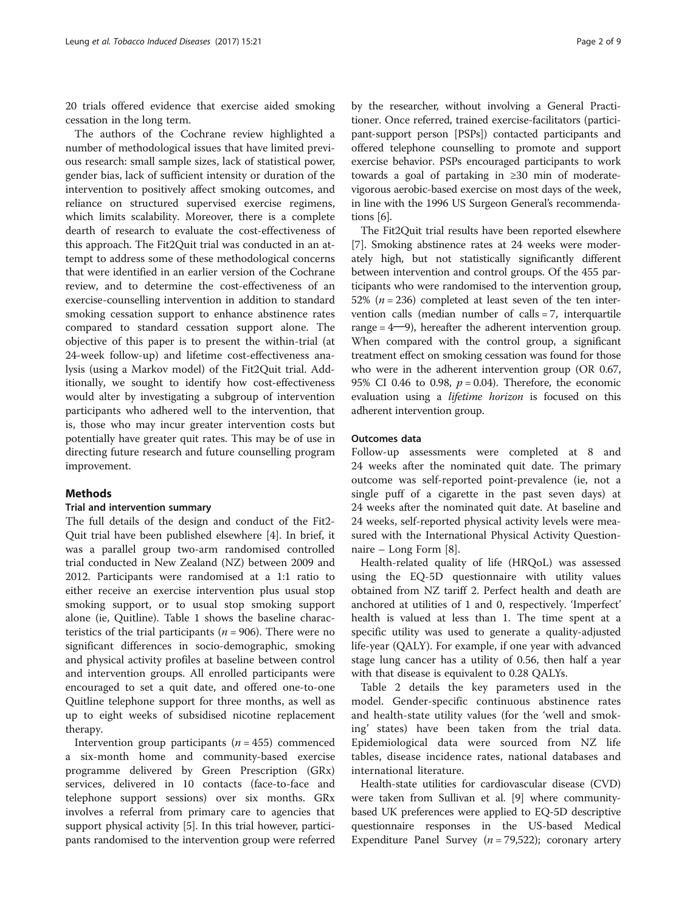20 trials offered evidence that exercise aided smoking cessation in the long term.

The authors of the Cochrane review highlighted a number of methodological issues that have limited previous research: small sample sizes, lack of statistical power, gender bias, lack of sufficient intensity or duration of the intervention to positively affect smoking outcomes, and reliance on structured supervised exercise regimens, which limits scalability. Moreover, there is a complete dearth of research to evaluate the cost-effectiveness of this approach. The Fit2Quit trial was conducted in an attempt to address some of these methodological concerns that were identified in an earlier version of the Cochrane review, and to determine the cost-effectiveness of an exercise-counselling intervention in addition to standard smoking cessation support to enhance abstinence rates compared to standard cessation support alone. The objective of this paper is to present the within-trial (at 24-week follow-up) and lifetime cost-effectiveness analysis (using a Markov model) of the Fit2Quit trial. Additionally, we sought to identify how cost-effectiveness would alter by investigating a subgroup of intervention participants who adhered well to the intervention, that is, those who may incur greater intervention costs but potentially have greater quit rates. This may be of use in directing future research and future counselling program improvement.

## Methods

### Trial and intervention summary

The full details of the design and conduct of the Fit2-Quit trial have been published elsewhere [4]. In brief, it was a parallel group two-arm randomised controlled trial conducted in New Zealand (NZ) between 2009 and 2012. Participants were randomised at a 1:1 ratio to either receive an exercise intervention plus usual stop smoking support, or to usual stop smoking support alone (ie, Quitline). Table 1 shows the baseline characteristics of the trial participants ($n = 906$). There were no significant differences in socio-demographic, smoking and physical activity profiles at baseline between control and intervention groups. All enrolled participants were encouraged to set a quit date, and offered one-to-one Quitline telephone support for three months, as well as up to eight weeks of subsidised nicotine replacement therapy.

Intervention group participants ($n = 455$) commenced a six-month home and community-based exercise programme delivered by Green Prescription (GRx) services, delivered in 10 contacts (face-to-face and telephone support sessions) over six months. GRx involves a referral from primary care to agencies that support physical activity [5]. In this trial however, participants randomised to the intervention group were referred by the researcher, without involving a General Practitioner. Once referred, trained exercise-facilitators (participant-support person [PSPs]) contacted participants and offered telephone counselling to promote and support exercise behavior. PSPs encouraged participants to work towards a goal of partaking in ≥30 min of moderate-vigorous aerobic-based exercise on most days of the week, in line with the 1996 US Surgeon General's recommendations [6].

The Fit2Quit trial results have been reported elsewhere [7]. Smoking abstinence rates at 24 weeks were moderately high, but not statistically significantly different between intervention and control groups. Of the 455 participants who were randomised to the intervention group, 52% ($n = 236$) completed at least seven of the ten intervention calls (median number of calls = 7, interquartile range = 4—9), hereafter the adherent intervention group. When compared with the control group, a significant treatment effect on smoking cessation was found for those who were in the adherent intervention group (OR 0.67, 95% CI 0.46 to 0.98, $p = 0.04$). Therefore, the economic evaluation using a *lifetime horizon* is focused on this adherent intervention group.

### Outcomes data

Follow-up assessments were completed at 8 and 24 weeks after the nominated quit date. The primary outcome was self-reported point-prevalence (ie, not a single puff of a cigarette in the past seven days) at 24 weeks after the nominated quit date. At baseline and 24 weeks, self-reported physical activity levels were measured with the International Physical Activity Questionnaire – Long Form [8].

Health-related quality of life (HRQoL) was assessed using the EQ-5D questionnaire with utility values obtained from NZ tariff 2. Perfect health and death are anchored at utilities of 1 and 0, respectively. 'Imperfect' health is valued at less than 1. The time spent at a specific utility was used to generate a quality-adjusted life-year (QALY). For example, if one year with advanced stage lung cancer has a utility of 0.56, then half a year with that disease is equivalent to 0.28 QALYs.

Table 2 details the key parameters used in the model. Gender-specific continuous abstinence rates and health-state utility values (for the 'well and smoking' states) have been taken from the trial data. Epidemiological data were sourced from NZ life tables, disease incidence rates, national databases and international literature.

Health-state utilities for cardiovascular disease (CVD) were taken from Sullivan et al. [9] where community-based UK preferences were applied to EQ-5D descriptive questionnaire responses in the US-based Medical Expenditure Panel Survey ($n = 79{,}522$); coronary artery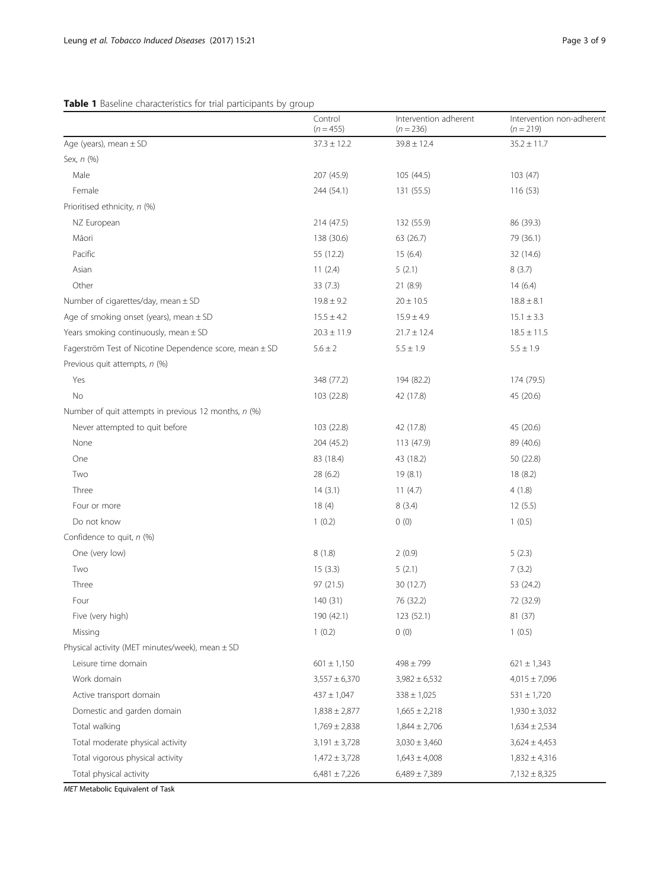**Table 1** Baseline characteristics for trial participants by group

| | Control (*n* = 455) | Intervention adherent (*n* = 236) | Intervention non-adherent (*n* = 219) |
|---|---|---|---|
| Age (years), mean ± SD | 37.3 ± 12.2 | 39.8 ± 12.4 | 35.2 ± 11.7 |
| Sex, *n* (%) | | | |
| Male | 207 (45.9) | 105 (44.5) | 103 (47) |
| Female | 244 (54.1) | 131 (55.5) | 116 (53) |
| Prioritised ethnicity, *n* (%) | | | |
| NZ European | 214 (47.5) | 132 (55.9) | 86 (39.3) |
| Māori | 138 (30.6) | 63 (26.7) | 79 (36.1) |
| Pacific | 55 (12.2) | 15 (6.4) | 32 (14.6) |
| Asian | 11 (2.4) | 5 (2.1) | 8 (3.7) |
| Other | 33 (7.3) | 21 (8.9) | 14 (6.4) |
| Number of cigarettes/day, mean ± SD | 19.8 ± 9.2 | 20 ± 10.5 | 18.8 ± 8.1 |
| Age of smoking onset (years), mean ± SD | 15.5 ± 4.2 | 15.9 ± 4.9 | 15.1 ± 3.3 |
| Years smoking continuously, mean ± SD | 20.3 ± 11.9 | 21.7 ± 12.4 | 18.5 ± 11.5 |
| Fagerström Test of Nicotine Dependence score, mean ± SD | 5.6 ± 2 | 5.5 ± 1.9 | 5.5 ± 1.9 |
| Previous quit attempts, *n* (%) | | | |
| Yes | 348 (77.2) | 194 (82.2) | 174 (79.5) |
| No | 103 (22.8) | 42 (17.8) | 45 (20.6) |
| Number of quit attempts in previous 12 months, *n* (%) | | | |
| Never attempted to quit before | 103 (22.8) | 42 (17.8) | 45 (20.6) |
| None | 204 (45.2) | 113 (47.9) | 89 (40.6) |
| One | 83 (18.4) | 43 (18.2) | 50 (22.8) |
| Two | 28 (6.2) | 19 (8.1) | 18 (8.2) |
| Three | 14 (3.1) | 11 (4.7) | 4 (1.8) |
| Four or more | 18 (4) | 8 (3.4) | 12 (5.5) |
| Do not know | 1 (0.2) | 0 (0) | 1 (0.5) |
| Confidence to quit, *n* (%) | | | |
| One (very low) | 8 (1.8) | 2 (0.9) | 5 (2.3) |
| Two | 15 (3.3) | 5 (2.1) | 7 (3.2) |
| Three | 97 (21.5) | 30 (12.7) | 53 (24.2) |
| Four | 140 (31) | 76 (32.2) | 72 (32.9) |
| Five (very high) | 190 (42.1) | 123 (52.1) | 81 (37) |
| Missing | 1 (0.2) | 0 (0) | 1 (0.5) |
| Physical activity (MET minutes/week), mean ± SD | | | |
| Leisure time domain | 601 ± 1,150 | 498 ± 799 | 621 ± 1,343 |
| Work domain | 3,557 ± 6,370 | 3,982 ± 6,532 | 4,015 ± 7,096 |
| Active transport domain | 437 ± 1,047 | 338 ± 1,025 | 531 ± 1,720 |
| Domestic and garden domain | 1,838 ± 2,877 | 1,665 ± 2,218 | 1,930 ± 3,032 |
| Total walking | 1,769 ± 2,838 | 1,844 ± 2,706 | 1,634 ± 2,534 |
| Total moderate physical activity | 3,191 ± 3,728 | 3,030 ± 3,460 | 3,624 ± 4,453 |
| Total vigorous physical activity | 1,472 ± 3,728 | 1,643 ± 4,008 | 1,832 ± 4,316 |
| Total physical activity | 6,481 ± 7,226 | 6,489 ± 7,389 | 7,132 ± 8,325 |

*MET* Metabolic Equivalent of Task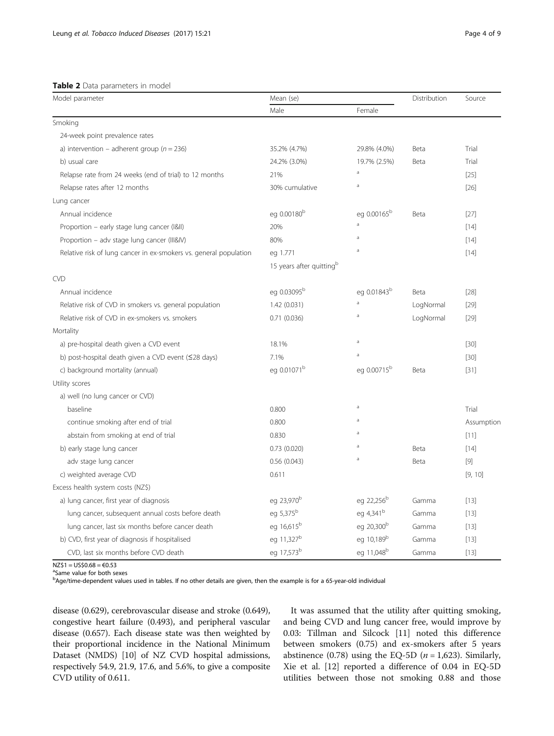**Table 2** Data parameters in model

| Model parameter | Mean (se) | | Distribution | Source |
|---|---|---|---|---|
| | Male | Female | | |
| Smoking | | | | |
| 24-week point prevalence rates | | | | |
| a) intervention – adherent group ($n = 236$) | 35.2% (4.7%) | 29.8% (4.0%) | Beta | Trial |
| b) usual care | 24.2% (3.0%) | 19.7% (2.5%) | Beta | Trial |
| Relapse rate from 24 weeks (end of trial) to 12 months | 21% | [a] | | [25] |
| Relapse rates after 12 months | 30% cumulative | [a] | | [26] |
| Lung cancer | | | | |
| Annual incidence | eg 0.00180[b] | eg 0.00165[b] | Beta | [27] |
| Proportion – early stage lung cancer (I&II) | 20% | [a] | | [14] |
| Proportion – adv stage lung cancer (III&IV) | 80% | [a] | | [14] |
| Relative risk of lung cancer in ex-smokers vs. general population | eg 1.771 15 years after quitting[b] | [a] | | [14] |
| CVD | | | | |
| Annual incidence | eg 0.03095[b] | eg 0.01843[b] | Beta | [28] |
| Relative risk of CVD in smokers vs. general population | 1.42 (0.031) | [a] | LogNormal | [29] |
| Relative risk of CVD in ex-smokers vs. smokers | 0.71 (0.036) | [a] | LogNormal | [29] |
| Mortality | | | | |
| a) pre-hospital death given a CVD event | 18.1% | [a] | | [30] |
| b) post-hospital death given a CVD event (≤28 days) | 7.1% | [a] | | [30] |
| c) background mortality (annual) | eg 0.01071[b] | eg 0.00715[b] | Beta | [31] |
| Utility scores | | | | |
| a) well (no lung cancer or CVD) | | | | |
| baseline | 0.800 | [a] | | Trial |
| continue smoking after end of trial | 0.800 | [a] | | Assumption |
| abstain from smoking at end of trial | 0.830 | [a] | | [11] |
| b) early stage lung cancer | 0.73 (0.020) | [a] | Beta | [14] |
| adv stage lung cancer | 0.56 (0.043) | [a] | Beta | [9] |
| c) weighted average CVD | 0.611 | | | [9, 10] |
| Excess health system costs (NZ$) | | | | |
| a) lung cancer, first year of diagnosis | eg 23,970[b] | eg 22,256[b] | Gamma | [13] |
| lung cancer, subsequent annual costs before death | eg 5,375[b] | eg 4,341[b] | Gamma | [13] |
| lung cancer, last six months before cancer death | eg 16,615[b] | eg 20,300[b] | Gamma | [13] |
| b) CVD, first year of diagnosis if hospitalised | eg 11,327[b] | eg 10,189[b] | Gamma | [13] |
| CVD, last six months before CVD death | eg 17,573[b] | eg 11,048[b] | Gamma | [13] |

NZ$1 = US$0.68 = €0.53

[a]Same value for both sexes

[b]Age/time-dependent values used in tables. If no other details are given, then the example is for a 65-year-old individual

disease (0.629), cerebrovascular disease and stroke (0.649), congestive heart failure (0.493), and peripheral vascular disease (0.657). Each disease state was then weighted by their proportional incidence in the National Minimum Dataset (NMDS) [10] of NZ CVD hospital admissions, respectively 54.9, 21.9, 17.6, and 5.6%, to give a composite CVD utility of 0.611.

It was assumed that the utility after quitting smoking, and being CVD and lung cancer free, would improve by 0.03: Tillman and Silcock [11] noted this difference between smokers (0.75) and ex-smokers after 5 years abstinence (0.78) using the EQ-5D ($n = 1,623$). Similarly, Xie et al. [12] reported a difference of 0.04 in EQ-5D utilities between those not smoking 0.88 and those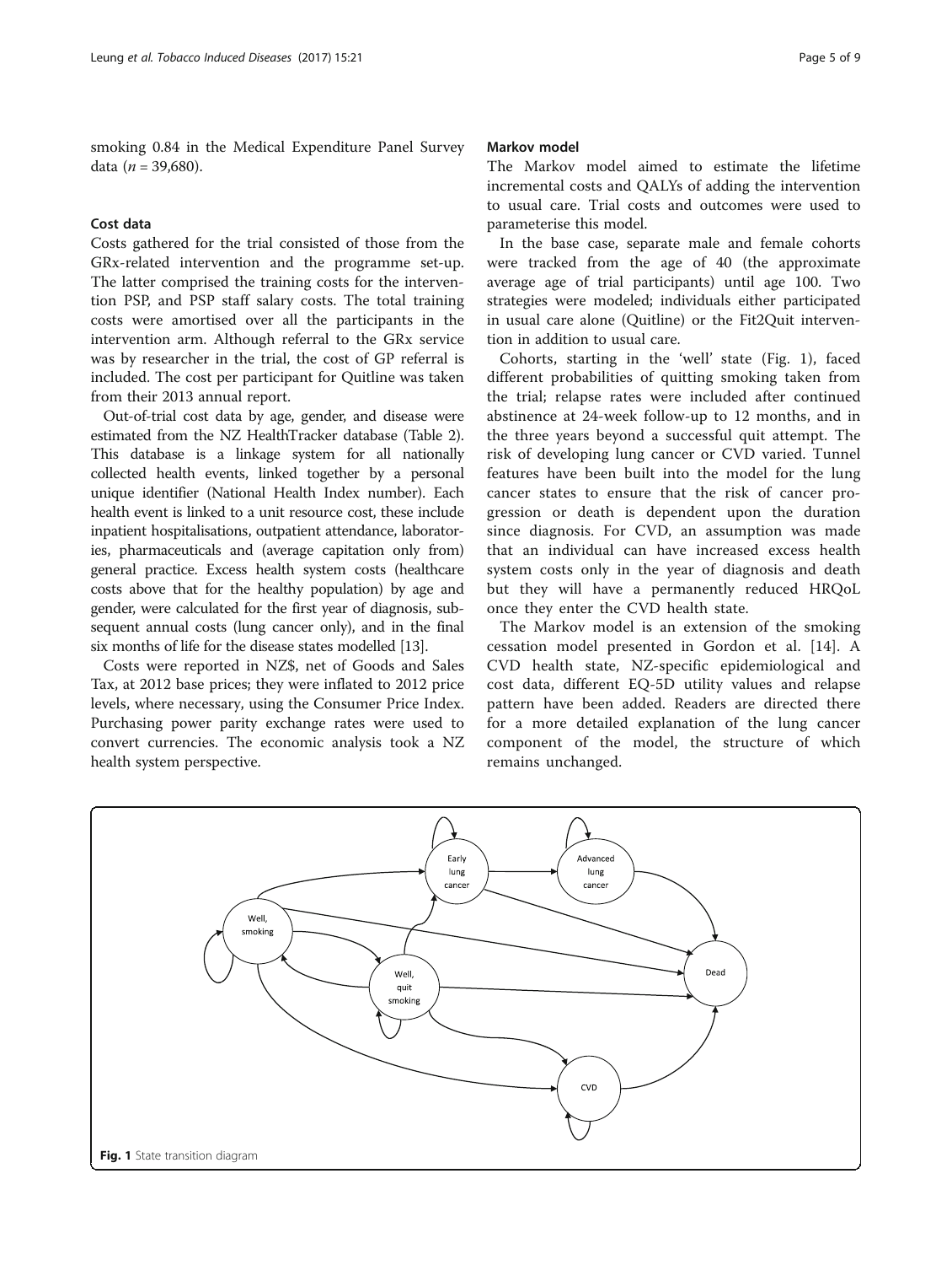smoking 0.84 in the Medical Expenditure Panel Survey data ($n$ = 39,680).

### Cost data

Costs gathered for the trial consisted of those from the GRx-related intervention and the programme set-up. The latter comprised the training costs for the intervention PSP, and PSP staff salary costs. The total training costs were amortised over all the participants in the intervention arm. Although referral to the GRx service was by researcher in the trial, the cost of GP referral is included. The cost per participant for Quitline was taken from their 2013 annual report.

Out-of-trial cost data by age, gender, and disease were estimated from the NZ HealthTracker database (Table 2). This database is a linkage system for all nationally collected health events, linked together by a personal unique identifier (National Health Index number). Each health event is linked to a unit resource cost, these include inpatient hospitalisations, outpatient attendance, laboratories, pharmaceuticals and (average capitation only from) general practice. Excess health system costs (healthcare costs above that for the healthy population) by age and gender, were calculated for the first year of diagnosis, subsequent annual costs (lung cancer only), and in the final six months of life for the disease states modelled [13].

Costs were reported in NZ$, net of Goods and Sales Tax, at 2012 base prices; they were inflated to 2012 price levels, where necessary, using the Consumer Price Index. Purchasing power parity exchange rates were used to convert currencies. The economic analysis took a NZ health system perspective.

### Markov model

The Markov model aimed to estimate the lifetime incremental costs and QALYs of adding the intervention to usual care. Trial costs and outcomes were used to parameterise this model.

In the base case, separate male and female cohorts were tracked from the age of 40 (the approximate average age of trial participants) until age 100. Two strategies were modeled; individuals either participated in usual care alone (Quitline) or the Fit2Quit intervention in addition to usual care.

Cohorts, starting in the 'well' state (Fig. 1), faced different probabilities of quitting smoking taken from the trial; relapse rates were included after continued abstinence at 24-week follow-up to 12 months, and in the three years beyond a successful quit attempt. The risk of developing lung cancer or CVD varied. Tunnel features have been built into the model for the lung cancer states to ensure that the risk of cancer progression or death is dependent upon the duration since diagnosis. For CVD, an assumption was made that an individual can have increased excess health system costs only in the year of diagnosis and death but they will have a permanently reduced HRQoL once they enter the CVD health state.

The Markov model is an extension of the smoking cessation model presented in Gordon et al. [14]. A CVD health state, NZ-specific epidemiological and cost data, different EQ-5D utility values and relapse pattern have been added. Readers are directed there for a more detailed explanation of the lung cancer component of the model, the structure of which remains unchanged.

**Fig. 1** State transition diagram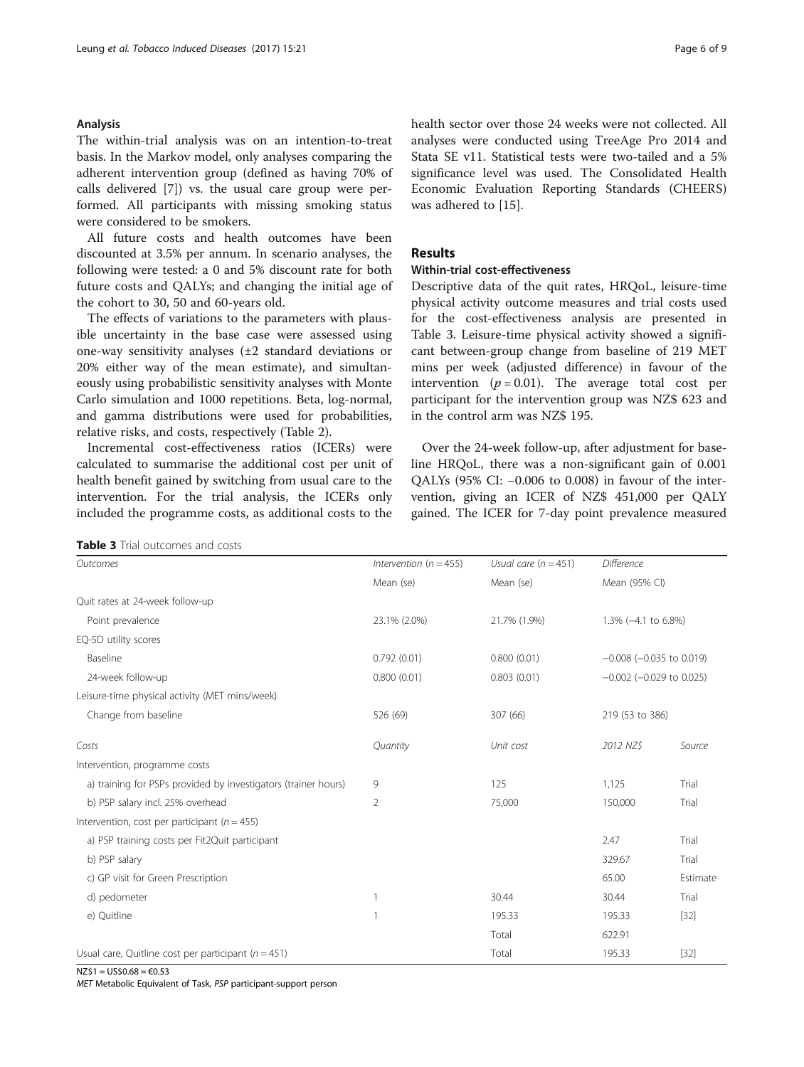### Analysis

The within-trial analysis was on an intention-to-treat basis. In the Markov model, only analyses comparing the adherent intervention group (defined as having 70% of calls delivered [7]) vs. the usual care group were performed. All participants with missing smoking status were considered to be smokers.

All future costs and health outcomes have been discounted at 3.5% per annum. In scenario analyses, the following were tested: a 0 and 5% discount rate for both future costs and QALYs; and changing the initial age of the cohort to 30, 50 and 60-years old.

The effects of variations to the parameters with plausible uncertainty in the base case were assessed using one-way sensitivity analyses (±2 standard deviations or 20% either way of the mean estimate), and simultaneously using probabilistic sensitivity analyses with Monte Carlo simulation and 1000 repetitions. Beta, log-normal, and gamma distributions were used for probabilities, relative risks, and costs, respectively (Table 2).

Incremental cost-effectiveness ratios (ICERs) were calculated to summarise the additional cost per unit of health benefit gained by switching from usual care to the intervention. For the trial analysis, the ICERs only included the programme costs, as additional costs to the health sector over those 24 weeks were not collected. All analyses were conducted using TreeAge Pro 2014 and Stata SE v11. Statistical tests were two-tailed and a 5% significance level was used. The Consolidated Health Economic Evaluation Reporting Standards (CHEERS) was adhered to [15].

## Results

### Within-trial cost-effectiveness

Descriptive data of the quit rates, HRQoL, leisure-time physical activity outcome measures and trial costs used for the cost-effectiveness analysis are presented in Table 3. Leisure-time physical activity showed a significant between-group change from baseline of 219 MET mins per week (adjusted difference) in favour of the intervention ($p = 0.01$). The average total cost per participant for the intervention group was NZ$ 623 and in the control arm was NZ$ 195.

Over the 24-week follow-up, after adjustment for baseline HRQoL, there was a non-significant gain of 0.001 QALYs (95% CI: −0.006 to 0.008) in favour of the intervention, giving an ICER of NZ$ 451,000 per QALY gained. The ICER for 7-day point prevalence measured

**Table 3** Trial outcomes and costs

| *Outcomes* | *Intervention (n = 455)* | *Usual care (n = 451)* | *Difference* | |
|---|---|---|---|---|
| | Mean (se) | Mean (se) | Mean (95% CI) | |
| Quit rates at 24-week follow-up | | | | |
| Point prevalence | 23.1% (2.0%) | 21.7% (1.9%) | 1.3% (−4.1 to 6.8%) | |
| EQ-5D utility scores | | | | |
| Baseline | 0.792 (0.01) | 0.800 (0.01) | −0.008 (−0.035 to 0.019) | |
| 24-week follow-up | 0.800 (0.01) | 0.803 (0.01) | −0.002 (−0.029 to 0.025) | |
| Leisure-time physical activity (MET mins/week) | | | | |
| Change from baseline | 526 (69) | 307 (66) | 219 (53 to 386) | |
| *Costs* | *Quantity* | *Unit cost* | *2012 NZ$* | *Source* |
| Intervention, programme costs | | | | |
| a) training for PSPs provided by investigators (trainer hours) | 9 | 125 | 1,125 | Trial |
| b) PSP salary incl. 25% overhead | 2 | 75,000 | 150,000 | Trial |
| Intervention, cost per participant (n = 455) | | | | |
| a) PSP training costs per Fit2Quit participant | | | 2.47 | Trial |
| b) PSP salary | | | 329.67 | Trial |
| c) GP visit for Green Prescription | | | 65.00 | Estimate |
| d) pedometer | 1 | 30.44 | 30.44 | Trial |
| e) Quitline | 1 | 195.33 | 195.33 | [32] |
| | | Total | 622.91 | |
| Usual care, Quitline cost per participant (n = 451) | | Total | 195.33 | [32] |

NZ$1 = US$0.68 = €0.53

*MET* Metabolic Equivalent of Task, *PSP* participant-support person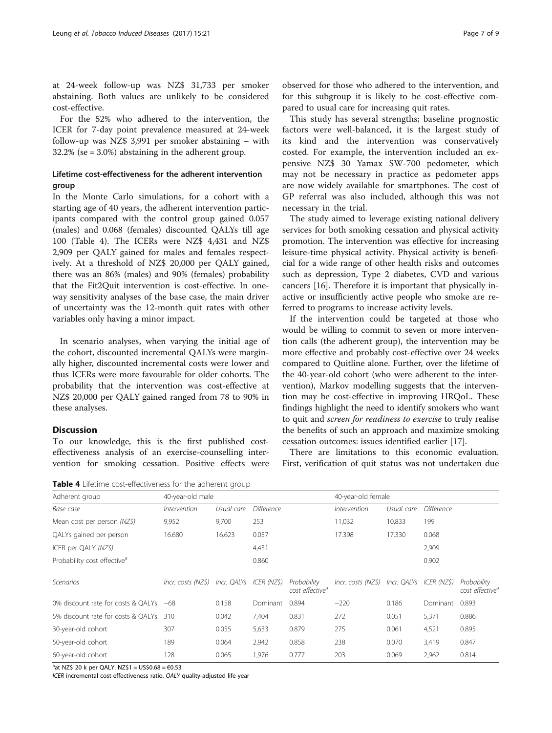at 24-week follow-up was NZ$ 31,733 per smoker abstaining. Both values are unlikely to be considered cost-effective.

For the 52% who adhered to the intervention, the ICER for 7-day point prevalence measured at 24-week follow-up was NZ$ 3,991 per smoker abstaining – with 32.2% (se = 3.0%) abstaining in the adherent group.

### Lifetime cost-effectiveness for the adherent intervention group

In the Monte Carlo simulations, for a cohort with a starting age of 40 years, the adherent intervention participants compared with the control group gained 0.057 (males) and 0.068 (females) discounted QALYs till age 100 (Table 4). The ICERs were NZ$ 4,431 and NZ$ 2,909 per QALY gained for males and females respectively. At a threshold of NZ$ 20,000 per QALY gained, there was an 86% (males) and 90% (females) probability that the Fit2Quit intervention is cost-effective. In one-way sensitivity analyses of the base case, the main driver of uncertainty was the 12-month quit rates with other variables only having a minor impact.

In scenario analyses, when varying the initial age of the cohort, discounted incremental QALYs were marginally higher, discounted incremental costs were lower and thus ICERs were more favourable for older cohorts. The probability that the intervention was cost-effective at NZ$ 20,000 per QALY gained ranged from 78 to 90% in these analyses.

## Discussion

To our knowledge, this is the first published cost-effectiveness analysis of an exercise-counselling intervention for smoking cessation. Positive effects were observed for those who adhered to the intervention, and for this subgroup it is likely to be cost-effective compared to usual care for increasing quit rates.

This study has several strengths; baseline prognostic factors were well-balanced, it is the largest study of its kind and the intervention was conservatively costed. For example, the intervention included an expensive NZ$ 30 Yamax SW-700 pedometer, which may not be necessary in practice as pedometer apps are now widely available for smartphones. The cost of GP referral was also included, although this was not necessary in the trial.

The study aimed to leverage existing national delivery services for both smoking cessation and physical activity promotion. The intervention was effective for increasing leisure-time physical activity. Physical activity is beneficial for a wide range of other health risks and outcomes such as depression, Type 2 diabetes, CVD and various cancers [16]. Therefore it is important that physically inactive or insufficiently active people who smoke are referred to programs to increase activity levels.

If the intervention could be targeted at those who would be willing to commit to seven or more intervention calls (the adherent group), the intervention may be more effective and probably cost-effective over 24 weeks compared to Quitline alone. Further, over the lifetime of the 40-year-old cohort (who were adherent to the intervention), Markov modelling suggests that the intervention may be cost-effective in improving HRQoL. These findings highlight the need to identify smokers who want to quit and *screen for readiness to exercise* to truly realise the benefits of such an approach and maximize smoking cessation outcomes: issues identified earlier [17].

There are limitations to this economic evaluation. First, verification of quit status was not undertaken due

**Table 4** Lifetime cost-effectiveness for the adherent group

| Adherent group | 40-year-old male | | | | 40-year-old female | | | |
|---|---|---|---|---|---|---|---|---|
| *Base case* | *Intervention* | *Usual care* | *Difference* | | *Intervention* | *Usual care* | *Difference* | |
| Mean cost per person *(NZ$)* | 9,952 | 9,700 | 253 | | 11,032 | 10,833 | 199 | |
| QALYs gained per person | 16.680 | 16.623 | 0.057 | | 17.398 | 17.330 | 0.068 | |
| ICER per QALY *(NZ$)* | | | 4,431 | | | | 2,909 | |
| Probability cost effective[a] | | | 0.860 | | | | 0.902 | |
| *Scenarios* | *Incr. costs (NZ$)* | *Incr. QALYs* | *ICER (NZ$)* | *Probability cost effective*[a] | *Incr. costs (NZ$)* | *Incr. QALYs* | *ICER (NZ$)* | *Probability cost effective*[a] |
| 0% discount rate for costs & QALYs | −68 | 0.158 | Dominant | 0.894 | −220 | 0.186 | Dominant | 0.893 |
| 5% discount rate for costs & QALYs | 310 | 0.042 | 7,404 | 0.831 | 272 | 0.051 | 5,371 | 0.886 |
| 30-year-old cohort | 307 | 0.055 | 5,633 | 0.879 | 275 | 0.061 | 4,521 | 0.895 |
| 50-year-old cohort | 189 | 0.064 | 2,942 | 0.858 | 238 | 0.070 | 3,419 | 0.847 |
| 60-year-old cohort | 128 | 0.065 | 1,976 | 0.777 | 203 | 0.069 | 2,962 | 0.814 |

[a]at NZ$ 20 k per QALY. NZ$1 = US$0.68 = €0.53

*ICER* incremental cost-effectiveness ratio, *QALY* quality-adjusted life-year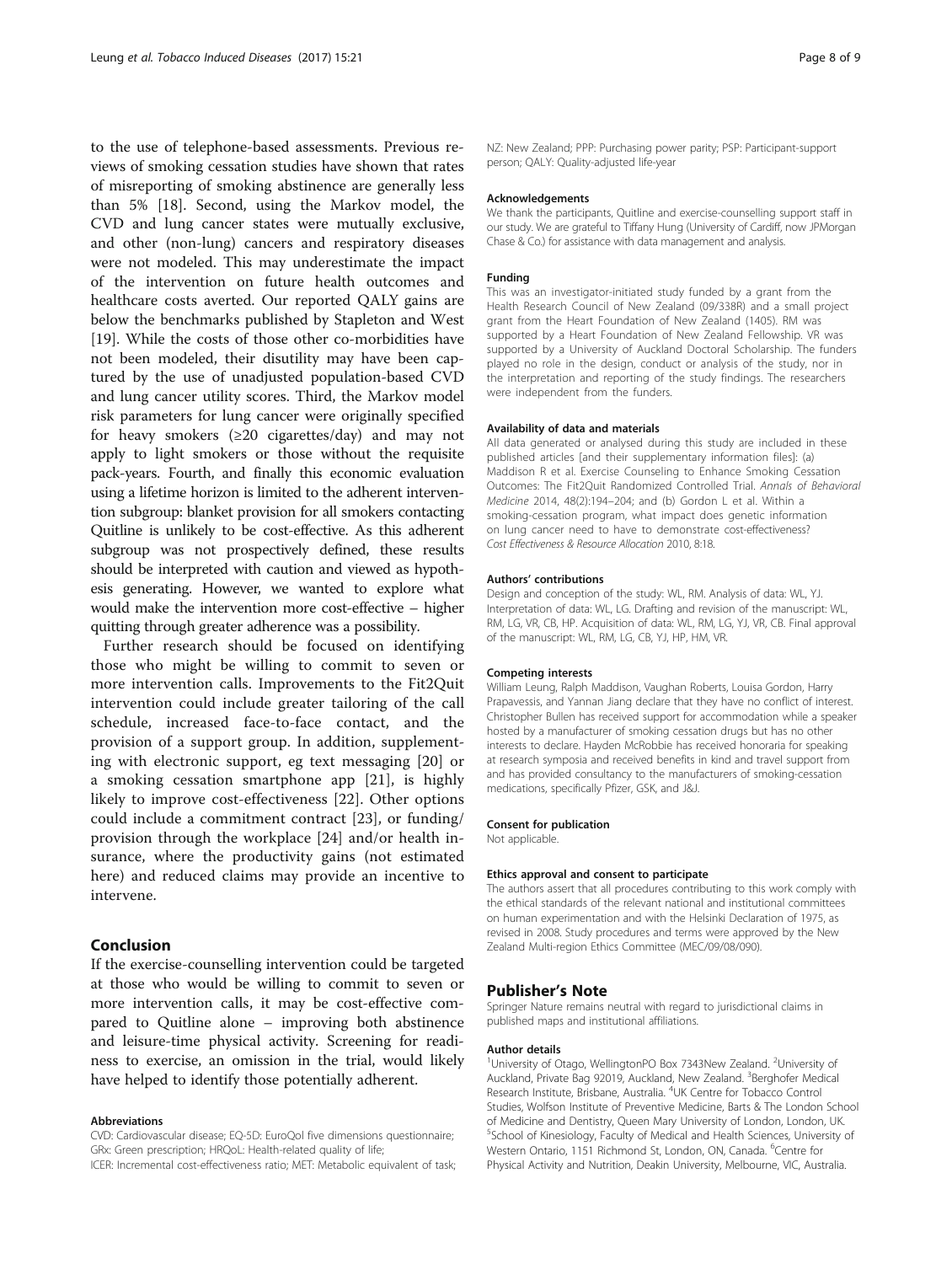to the use of telephone-based assessments. Previous reviews of smoking cessation studies have shown that rates of misreporting of smoking abstinence are generally less than 5% [18]. Second, using the Markov model, the CVD and lung cancer states were mutually exclusive, and other (non-lung) cancers and respiratory diseases were not modeled. This may underestimate the impact of the intervention on future health outcomes and healthcare costs averted. Our reported QALY gains are below the benchmarks published by Stapleton and West [19]. While the costs of those other co-morbidities have not been modeled, their disutility may have been captured by the use of unadjusted population-based CVD and lung cancer utility scores. Third, the Markov model risk parameters for lung cancer were originally specified for heavy smokers (≥20 cigarettes/day) and may not apply to light smokers or those without the requisite pack-years. Fourth, and finally this economic evaluation using a lifetime horizon is limited to the adherent intervention subgroup: blanket provision for all smokers contacting Quitline is unlikely to be cost-effective. As this adherent subgroup was not prospectively defined, these results should be interpreted with caution and viewed as hypothesis generating. However, we wanted to explore what would make the intervention more cost-effective – higher quitting through greater adherence was a possibility.

Further research should be focused on identifying those who might be willing to commit to seven or more intervention calls. Improvements to the Fit2Quit intervention could include greater tailoring of the call schedule, increased face-to-face contact, and the provision of a support group. In addition, supplementing with electronic support, eg text messaging [20] or a smoking cessation smartphone app [21], is highly likely to improve cost-effectiveness [22]. Other options could include a commitment contract [23], or funding/ provision through the workplace [24] and/or health insurance, where the productivity gains (not estimated here) and reduced claims may provide an incentive to intervene.

## Conclusion

If the exercise-counselling intervention could be targeted at those who would be willing to commit to seven or more intervention calls, it may be cost-effective compared to Quitline alone – improving both abstinence and leisure-time physical activity. Screening for readiness to exercise, an omission in the trial, would likely have helped to identify those potentially adherent.

#### Abbreviations

CVD: Cardiovascular disease; EQ-5D: EuroQol five dimensions questionnaire; GRx: Green prescription; HRQoL: Health-related quality of life; ICER: Incremental cost-effectiveness ratio; MET: Metabolic equivalent of task; NZ: New Zealand; PPP: Purchasing power parity; PSP: Participant-support person; QALY: Quality-adjusted life-year

#### Acknowledgements

We thank the participants, Quitline and exercise-counselling support staff in our study. We are grateful to Tiffany Hung (University of Cardiff, now JPMorgan Chase & Co.) for assistance with data management and analysis.

#### Funding

This was an investigator-initiated study funded by a grant from the Health Research Council of New Zealand (09/338R) and a small project grant from the Heart Foundation of New Zealand (1405). RM was supported by a Heart Foundation of New Zealand Fellowship. VR was supported by a University of Auckland Doctoral Scholarship. The funders played no role in the design, conduct or analysis of the study, nor in the interpretation and reporting of the study findings. The researchers were independent from the funders.

#### Availability of data and materials

All data generated or analysed during this study are included in these published articles [and their supplementary information files]: (a) Maddison R et al. Exercise Counseling to Enhance Smoking Cessation Outcomes: The Fit2Quit Randomized Controlled Trial. *Annals of Behavioral Medicine* 2014, 48(2):194–204; and (b) Gordon L et al. Within a smoking-cessation program, what impact does genetic information on lung cancer need to have to demonstrate cost-effectiveness? *Cost Effectiveness & Resource Allocation* 2010, 8:18.

#### Authors' contributions

Design and conception of the study: WL, RM. Analysis of data: WL, YJ. Interpretation of data: WL, LG. Drafting and revision of the manuscript: WL, RM, LG, VR, CB, HP. Acquisition of data: WL, RM, LG, YJ, VR, CB. Final approval of the manuscript: WL, RM, LG, CB, YJ, HP, HM, VR.

#### Competing interests

William Leung, Ralph Maddison, Vaughan Roberts, Louisa Gordon, Harry Prapavessis, and Yannan Jiang declare that they have no conflict of interest. Christopher Bullen has received support for accommodation while a speaker hosted by a manufacturer of smoking cessation drugs but has no other interests to declare. Hayden McRobbie has received honoraria for speaking at research symposia and received benefits in kind and travel support from and has provided consultancy to the manufacturers of smoking-cessation medications, specifically Pfizer, GSK, and J&J.

#### Consent for publication

Not applicable.

#### Ethics approval and consent to participate

The authors assert that all procedures contributing to this work comply with the ethical standards of the relevant national and institutional committees on human experimentation and with the Helsinki Declaration of 1975, as revised in 2008. Study procedures and terms were approved by the New Zealand Multi-region Ethics Committee (MEC/09/08/090).

## Publisher's Note

Springer Nature remains neutral with regard to jurisdictional claims in published maps and institutional affiliations.

#### Author details

[1]University of Otago, WellingtonPO Box 7343New Zealand. [2]University of Auckland, Private Bag 92019, Auckland, New Zealand. [3]Berghofer Medical Research Institute, Brisbane, Australia. [4]UK Centre for Tobacco Control Studies, Wolfson Institute of Preventive Medicine, Barts & The London School of Medicine and Dentistry, Queen Mary University of London, London, UK. [5]School of Kinesiology, Faculty of Medical and Health Sciences, University of Western Ontario, 1151 Richmond St, London, ON, Canada. [6]Centre for Physical Activity and Nutrition, Deakin University, Melbourne, VIC, Australia.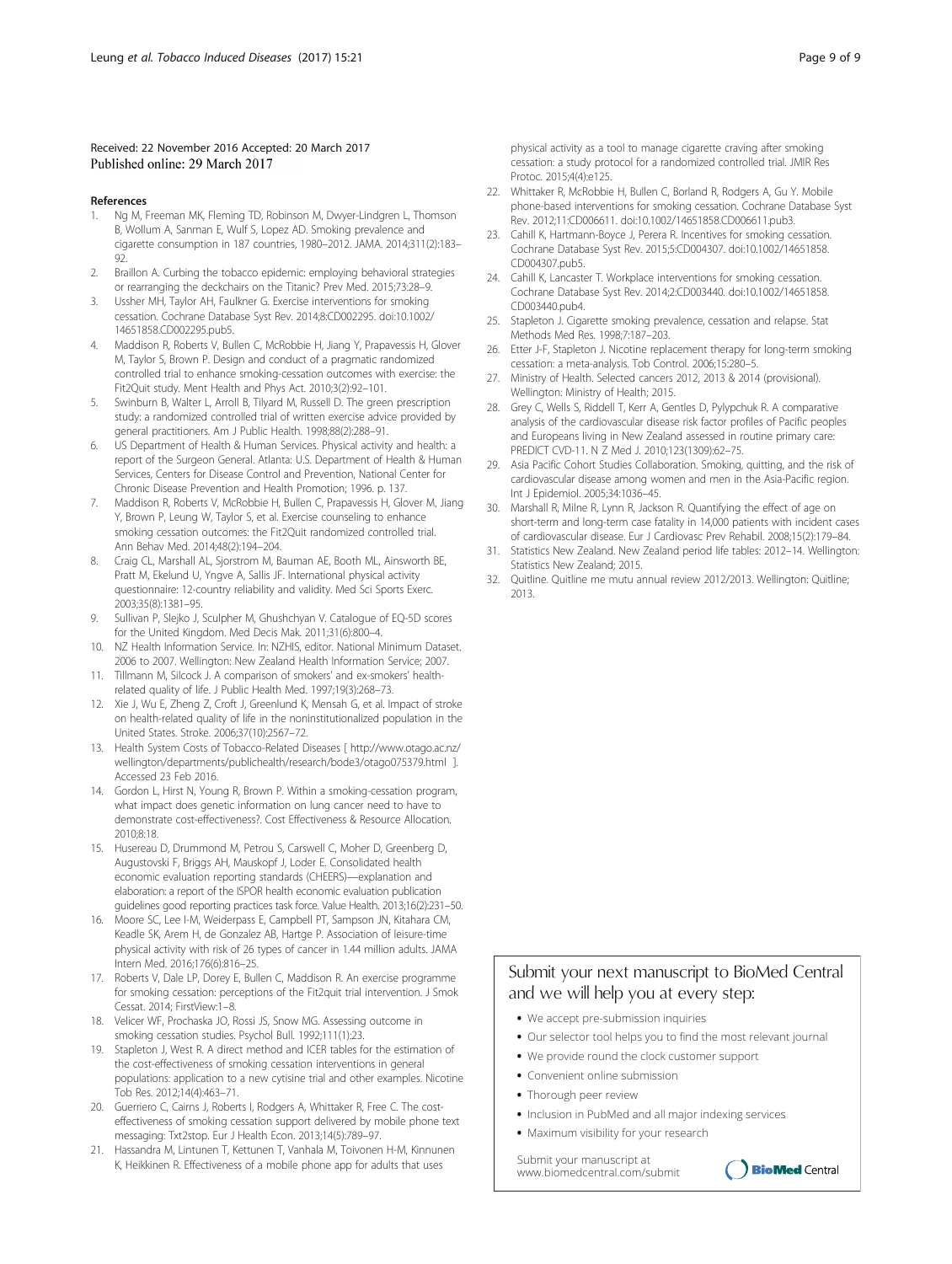Received: 22 November 2016 Accepted: 20 March 2017
Published online: 29 March 2017

### References

1. Ng M, Freeman MK, Fleming TD, Robinson M, Dwyer-Lindgren L, Thomson B, Wollum A, Sanman E, Wulf S, Lopez AD. Smoking prevalence and cigarette consumption in 187 countries, 1980–2012. JAMA. 2014;311(2):183–92.
2. Braillon A. Curbing the tobacco epidemic: employing behavioral strategies or rearranging the deckchairs on the Titanic? Prev Med. 2015;73:28–9.
3. Ussher MH, Taylor AH, Faulkner G. Exercise interventions for smoking cessation. Cochrane Database Syst Rev. 2014;8:CD002295. doi:10.1002/14651858.CD002295.pub5.
4. Maddison R, Roberts V, Bullen C, McRobbie H, Jiang Y, Prapavessis H, Glover M, Taylor S, Brown P. Design and conduct of a pragmatic randomized controlled trial to enhance smoking-cessation outcomes with exercise: the Fit2Quit study. Ment Health and Phys Act. 2010;3(2):92–101.
5. Swinburn B, Walter L, Arroll B, Tilyard M, Russell D. The green prescription study: a randomized controlled trial of written exercise advice provided by general practitioners. Am J Public Health. 1998;88(2):288–91.
6. US Department of Health & Human Services. Physical activity and health: a report of the Surgeon General. Atlanta: U.S. Department of Health & Human Services, Centers for Disease Control and Prevention, National Center for Chronic Disease Prevention and Health Promotion; 1996. p. 137.
7. Maddison R, Roberts V, McRobbie H, Bullen C, Prapavessis H, Glover M, Jiang Y, Brown P, Leung W, Taylor S, et al. Exercise counseling to enhance smoking cessation outcomes: the Fit2Quit randomized controlled trial. Ann Behav Med. 2014;48(2):194–204.
8. Craig CL, Marshall AL, Sjorstrom M, Bauman AE, Booth ML, Ainsworth BE, Pratt M, Ekelund U, Yngve A, Sallis JF. International physical activity questionnaire: 12-country reliability and validity. Med Sci Sports Exerc. 2003;35(8):1381–95.
9. Sullivan P, Slejko J, Sculpher M, Ghushchyan V. Catalogue of EQ-5D scores for the United Kingdom. Med Decis Mak. 2011;31(6):800–4.
10. NZ Health Information Service. In: NZHIS, editor. National Minimum Dataset. 2006 to 2007. Wellington: New Zealand Health Information Service; 2007.
11. Tillmann M, Silcock J. A comparison of smokers' and ex-smokers' health-related quality of life. J Public Health Med. 1997;19(3):268–73.
12. Xie J, Wu E, Zheng Z, Croft J, Greenlund K, Mensah G, et al. Impact of stroke on health-related quality of life in the noninstitutionalized population in the United States. Stroke. 2006;37(10):2567–72.
13. Health System Costs of Tobacco-Related Diseases [ http://www.otago.ac.nz/wellington/departments/publichealth/research/bode3/otago075379.html ]. Accessed 23 Feb 2016.
14. Gordon L, Hirst N, Young R, Brown P. Within a smoking-cessation program, what impact does genetic information on lung cancer need to have to demonstrate cost-effectiveness?. Cost Effectiveness & Resource Allocation. 2010;8:18.
15. Husereau D, Drummond M, Petrou S, Carswell C, Moher D, Greenberg D, Augustovski F, Briggs AH, Mauskopf J, Loder E. Consolidated health economic evaluation reporting standards (CHEERS)—explanation and elaboration: a report of the ISPOR health economic evaluation publication guidelines good reporting practices task force. Value Health. 2013;16(2):231–50.
16. Moore SC, Lee I-M, Weiderpass E, Campbell PT, Sampson JN, Kitahara CM, Keadle SK, Arem H, de Gonzalez AB, Hartge P. Association of leisure-time physical activity with risk of 26 types of cancer in 1.44 million adults. JAMA Intern Med. 2016;176(6):816–25.
17. Roberts V, Dale LP, Dorey E, Bullen C, Maddison R. An exercise programme for smoking cessation: perceptions of the Fit2quit trial intervention. J Smok Cessat. 2014; FirstView:1–8.
18. Velicer WF, Prochaska JO, Rossi JS, Snow MG. Assessing outcome in smoking cessation studies. Psychol Bull. 1992;111(1):23.
19. Stapleton J, West R. A direct method and ICER tables for the estimation of the cost-effectiveness of smoking cessation interventions in general populations: application to a new cytisine trial and other examples. Nicotine Tob Res. 2012;14(4):463–71.
20. Guerriero C, Cairns J, Roberts I, Rodgers A, Whittaker R, Free C. The cost-effectiveness of smoking cessation support delivered by mobile phone text messaging: Txt2stop. Eur J Health Econ. 2013;14(5):789–97.
21. Hassandra M, Lintunen T, Kettunen T, Vanhala M, Toivonen H-M, Kinnunen K, Heikkinen R. Effectiveness of a mobile phone app for adults that uses physical activity as a tool to manage cigarette craving after smoking cessation: a study protocol for a randomized controlled trial. JMIR Res Protoc. 2015;4(4):e125.
22. Whittaker R, McRobbie H, Bullen C, Borland R, Rodgers A, Gu Y. Mobile phone-based interventions for smoking cessation. Cochrane Database Syst Rev. 2012;11:CD006611. doi:10.1002/14651858.CD006611.pub3.
23. Cahill K, Hartmann-Boyce J, Perera R. Incentives for smoking cessation. Cochrane Database Syst Rev. 2015;5:CD004307. doi:10.1002/14651858.CD004307.pub5.
24. Cahill K, Lancaster T. Workplace interventions for smoking cessation. Cochrane Database Syst Rev. 2014;2:CD003440. doi:10.1002/14651858.CD003440.pub4.
25. Stapleton J. Cigarette smoking prevalence, cessation and relapse. Stat Methods Med Res. 1998;7:187–203.
26. Etter J-F, Stapleton J. Nicotine replacement therapy for long-term smoking cessation: a meta-analysis. Tob Control. 2006;15:280–5.
27. Ministry of Health. Selected cancers 2012, 2013 & 2014 (provisional). Wellington: Ministry of Health; 2015.
28. Grey C, Wells S, Riddell T, Kerr A, Gentles D, Pylypchuk R. A comparative analysis of the cardiovascular disease risk factor profiles of Pacific peoples and Europeans living in New Zealand assessed in routine primary care: PREDICT CVD-11. N Z Med J. 2010;123(1309):62–75.
29. Asia Pacific Cohort Studies Collaboration. Smoking, quitting, and the risk of cardiovascular disease among women and men in the Asia-Pacific region. Int J Epidemiol. 2005;34:1036–45.
30. Marshall R, Milne R, Lynn R, Jackson R. Quantifying the effect of age on short-term and long-term case fatality in 14,000 patients with incident cases of cardiovascular disease. Eur J Cardiovasc Prev Rehabil. 2008;15(2):179–84.
31. Statistics New Zealand. New Zealand period life tables: 2012–14. Wellington: Statistics New Zealand; 2015.
32. Quitline. Quitline me mutu annual review 2012/2013. Wellington: Quitline; 2013.

Submit your next manuscript to BioMed Central and we will help you at every step:

- We accept pre-submission inquiries
- Our selector tool helps you to find the most relevant journal
- We provide round the clock customer support
- Convenient online submission
- Thorough peer review
- Inclusion in PubMed and all major indexing services
- Maximum visibility for your research

Submit your manuscript at www.biomedcentral.com/submit